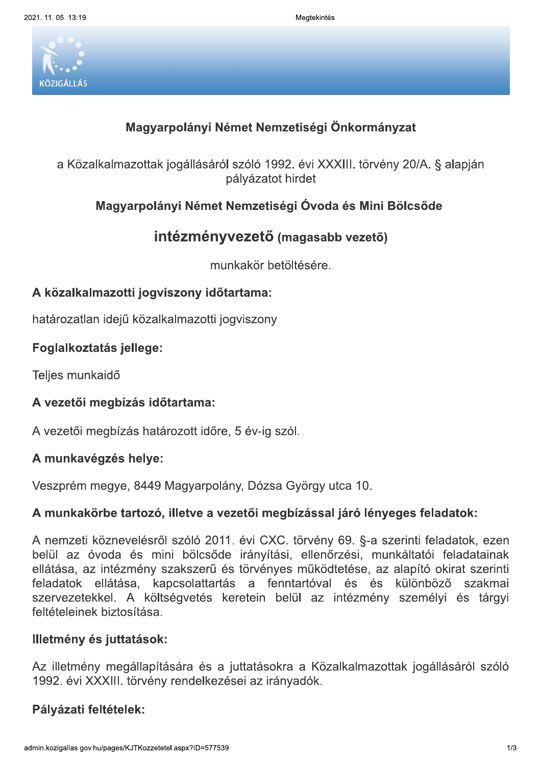## Magyarpolányi Német Nemzetiségi Önkormányzat

a Közalkalmazottak jogállásáról szóló 1992. évi XXXIII. törvény 20/A. § alapján pályázatot hirdet

### Magyarpolányi Német Nemzetiségi Óvoda és Mini Bölcsőde

# intézményvezető (magasabb vezető)

munkakör betöltésére.

**A közalkalmazotti jogviszony időtartama:**

határozatlan idejű közalkalmazotti jogviszony

**Foglalkoztatás jellege:**

Teljes munkaidő

**A vezetői megbízás időtartama:**

A vezetői megbízás határozott időre, 5 év-ig szól.

**A munkavégzés helye:**

Veszprém megye, 8449 Magyarpolány, Dózsa György utca 10.

**A munkakörbe tartozó, illetve a vezetői megbízással járó lényeges feladatok:**

A nemzeti köznevelésről szóló 2011. évi CXC. törvény 69. §-a szerinti feladatok, ezen belül az óvoda és mini bölcsőde irányítási, ellenőrzési, munkáltatói feladatainak ellátása, az intézmény szakszerű és törvényes működtetése, az alapító okirat szerinti feladatok ellátása, kapcsolattartás a fenntartóval és és különböző szakmai szervezetekkel. A költségvetés keretein belül az intézmény személyi és tárgyi feltételeinek biztosítása.

**Illetmény és juttatások:**

Az illetmény megállapítására és a juttatásokra a Közalkalmazottak jogállásáról szóló 1992. évi XXXIII. törvény rendelkezései az irányadók.

**Pályázati feltételek:**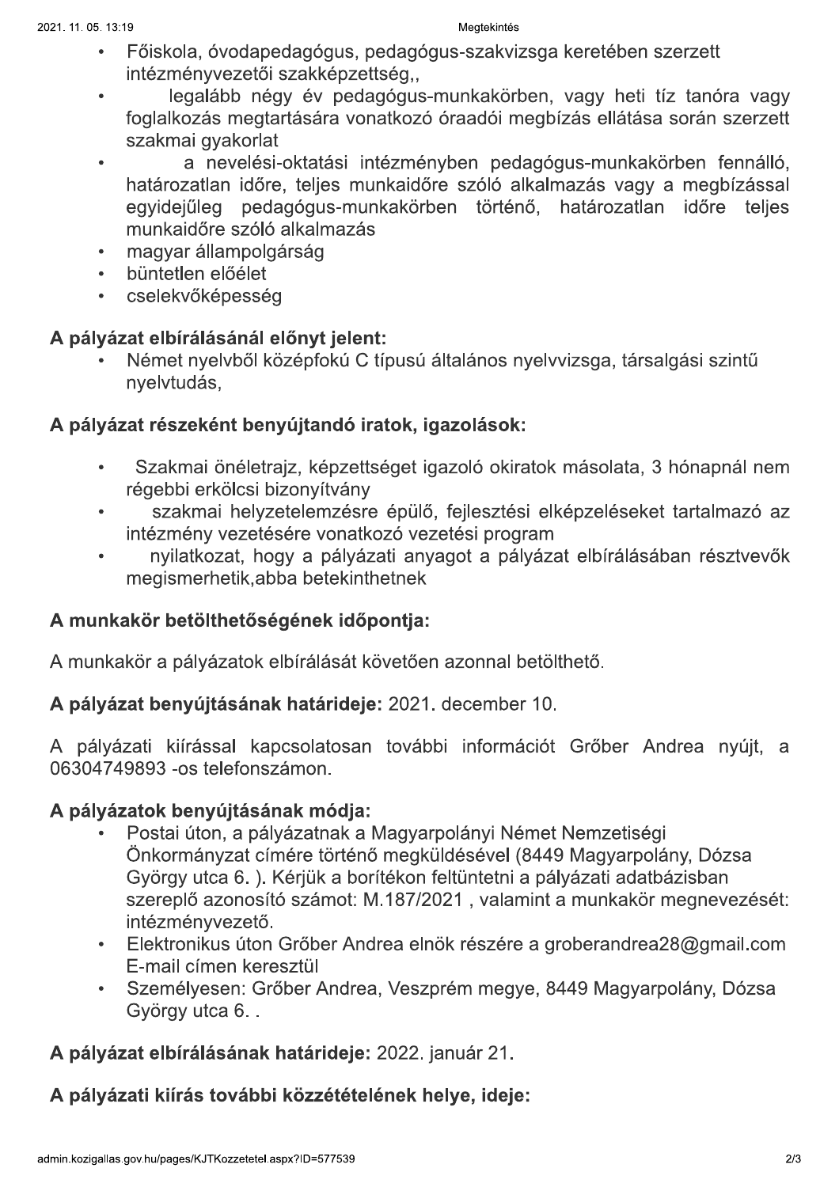- Főiskola, óvodapedagógus, pedagógus-szakvizsga keretében szerzett intézményvezetői szakképzettség,,
- legalább négy év pedagógus-munkakörben, vagy heti tíz tanóra vagy foglalkozás megtartására vonatkozó óraadói megbízás ellátása során szerzett szakmai gyakorlat
- a nevelési-oktatási intézményben pedagógus-munkakörben fennálló, határozatlan időre, teljes munkaidőre szóló alkalmazás vagy a megbízással egyidejűleg pedagógus-munkakörben történő, határozatlan időre teljes munkaidőre szóló alkalmazás
- magyar állampolgárság
- büntetlen előélet
- cselekvőképesség

## A pályázat elbírálásánál előnyt jelent:

- Német nyelvből középfokú C típusú általános nyelvvizsga, társalgási szintű nyelvtudás,

## A pályázat részeként benyújtandó iratok, igazolások:

- Szakmai önéletrajz, képzettséget igazoló okiratok másolata, 3 hónapnál nem régebbi erkölcsi bizonyítvány
- szakmai helyzetelemzésre épülő, fejlesztési elképzeléseket tartalmazó az intézmény vezetésére vonatkozó vezetési program
- nyilatkozat, hogy a pályázati anyagot a pályázat elbírálásában résztvevők megismerhetik,abba betekinthetnek

## A munkakör betölthetőségének időpontja:

A munkakör a pályázatok elbírálását követően azonnal betölthető.

**A pályázat benyújtásának határideje:** 2021. december 10.

A pályázati kiírással kapcsolatosan további információt Grőber Andrea nyújt, a 06304749893 -os telefonszámon.

## A pályázatok benyújtásának módja:

- Postai úton, a pályázatnak a Magyarpolányi Német Nemzetiségi Önkormányzat címére történő megküldésével (8449 Magyarpolány, Dózsa György utca 6. ). Kérjük a borítékon feltüntetni a pályázati adatbázisban szereplő azonosító számot: M.187/2021 , valamint a munkakör megnevezését: intézményvezető.
- Elektronikus úton Grőber Andrea elnök részére a groberandrea28@gmail.com E-mail címen keresztül
- Személyesen: Grőber Andrea, Veszprém megye, 8449 Magyarpolány, Dózsa György utca 6. .

**A pályázat elbírálásának határideje:** 2022. január 21.

## A pályázati kiírás további közzétételének helye, ideje: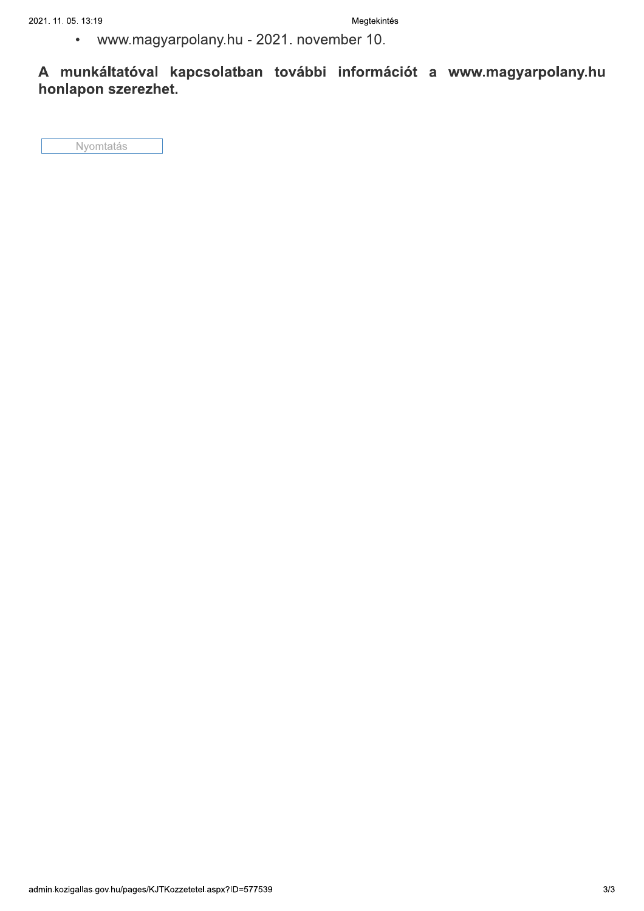- www.magyarpolany.hu - 2021. november 10.

**A munkáltatóval kapcsolatban további információt a www.magyarpolany.hu honlapon szerezhet.**

Nyomtatás